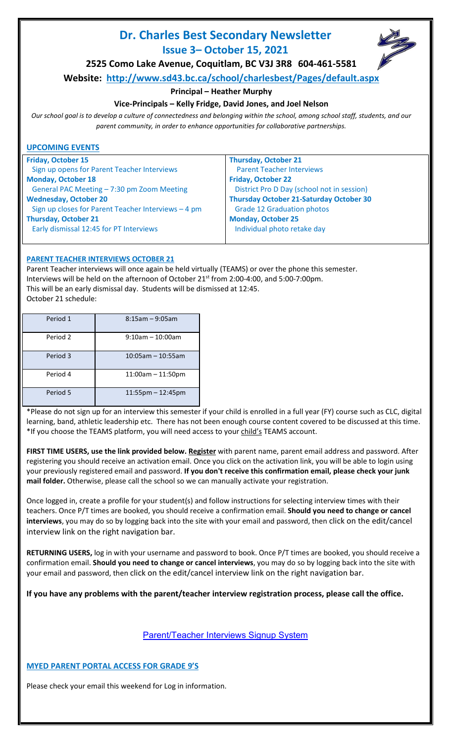# Dr. Charles Best Secondary Newsletter

## Issue 3– October 15, 2021

### 2525 Como Lake Avenue, Coquitlam, BC V3J 3R8 604-461-5581

**Website: http://www.sd43.bc.ca/school/charlesbest/Pages/default.aspx**

**Principal – Heather Murphy**

**Vice-Principals – Kelly Fridge, David Jones, and Joel Nelson**

*Our school goal is to develop a culture of connectedness and belonging within the school, among school staff, students, and our parent community, in order to enhance opportunities for collaborative partnerships.*

## UPCOMING EVENTS

**Friday, October 15**
Sign up opens for Parent Teacher Interviews

**Monday, October 18**
General PAC Meeting – 7:30 pm Zoom Meeting

**Wednesday, October 20**
Sign up closes for Parent Teacher Interviews – 4 pm

**Thursday, October 21**
Early dismissal 12:45 for PT Interviews

**Thursday, October 21**
Parent Teacher Interviews

**Friday, October 22**
District Pro D Day (school not in session)

**Thursday October 21-Saturday October 30**
Grade 12 Graduation photos

**Monday, October 25**
Individual photo retake day

## PARENT TEACHER INTERVIEWS OCTOBER 21

Parent Teacher interviews will once again be held virtually (TEAMS) or over the phone this semester.
Interviews will be held on the afternoon of October 21st from 2:00-4:00, and 5:00-7:00pm.
This will be an early dismissal day. Students will be dismissed at 12:45.
October 21 schedule:

| Period | Time |
|---|---|
| Period 1 | 8:15am – 9:05am |
| Period 2 | 9:10am – 10:00am |
| Period 3 | 10:05am – 10:55am |
| Period 4 | 11:00am – 11:50pm |
| Period 5 | 11:55pm – 12:45pm |

*Please do not sign up for an interview this semester if your child is enrolled in a full year (FY) course such as CLC, digital learning, band, athletic leadership etc. There has not been enough course content covered to be discussed at this time.
*If you choose the TEAMS platform, you will need access to your child's TEAMS account.

**FIRST TIME USERS, use the link provided below. Register** with parent name, parent email address and password. After registering you should receive an activation email. Once you click on the activation link, you will be able to login using your previously registered email and password. **If you don't receive this confirmation email, please check your junk mail folder.** Otherwise, please call the school so we can manually activate your registration.

Once logged in, create a profile for your student(s) and follow instructions for selecting interview times with their teachers. Once P/T times are booked, you should receive a confirmation email. **Should you need to change or cancel interviews**, you may do so by logging back into the site with your email and password, then click on the edit/cancel interview link on the right navigation bar.

**RETURNING USERS,** log in with your username and password to book. Once P/T times are booked, you should receive a confirmation email. **Should you need to change or cancel interviews**, you may do so by logging back into the site with your email and password, then click on the edit/cancel interview link on the right navigation bar.

**If you have any problems with the parent/teacher interview registration process, please call the office.**

Parent/Teacher Interviews Signup System

## MYED PARENT PORTAL ACCESS FOR GRADE 9'S

Please check your email this weekend for Log in information.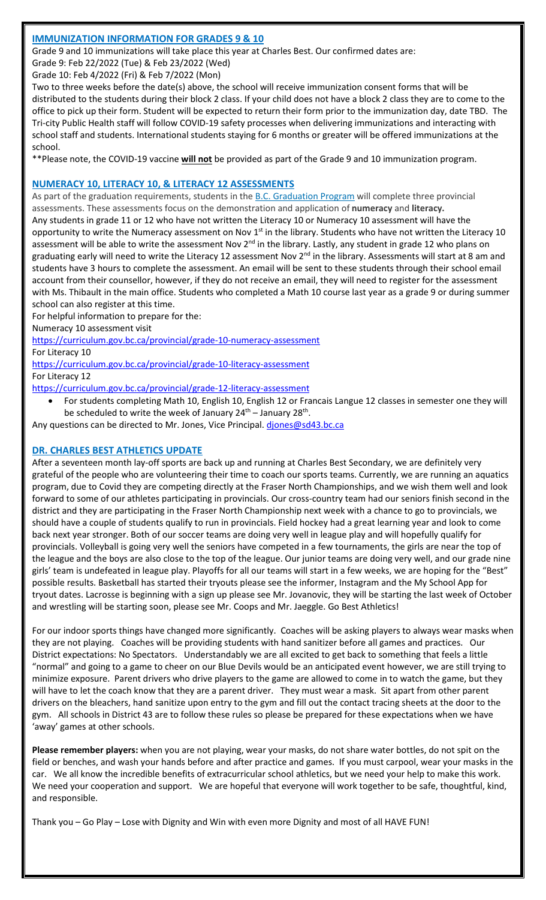## IMMUNIZATION INFORMATION FOR GRADES 9 & 10

Grade 9 and 10 immunizations will take place this year at Charles Best. Our confirmed dates are:

Grade 9: Feb 22/2022 (Tue) & Feb 23/2022 (Wed)

Grade 10: Feb 4/2022 (Fri) & Feb 7/2022 (Mon)

Two to three weeks before the date(s) above, the school will receive immunization consent forms that will be distributed to the students during their block 2 class. If your child does not have a block 2 class they are to come to the office to pick up their form. Student will be expected to return their form prior to the immunization day, date TBD. The Tri-city Public Health staff will follow COVID-19 safety processes when delivering immunizations and interacting with school staff and students. International students staying for 6 months or greater will be offered immunizations at the school.

**Please note, the COVID-19 vaccine **will not** be provided as part of the Grade 9 and 10 immunization program.

## NUMERACY 10, LITERACY 10, & LITERACY 12 ASSESSMENTS

As part of the graduation requirements, students in the B.C. Graduation Program will complete three provincial assessments. These assessments focus on the demonstration and application of **numeracy** and **literacy.**

Any students in grade 11 or 12 who have not written the Literacy 10 or Numeracy 10 assessment will have the opportunity to write the Numeracy assessment on Nov 1st in the library. Students who have not written the Literacy 10 assessment will be able to write the assessment Nov 2nd in the library. Lastly, any student in grade 12 who plans on graduating early will need to write the Literacy 12 assessment Nov 2nd in the library. Assessments will start at 8 am and students have 3 hours to complete the assessment. An email will be sent to these students through their school email account from their counsellor, however, if they do not receive an email, they will need to register for the assessment with Ms. Thibault in the main office. Students who completed a Math 10 course last year as a grade 9 or during summer school can also register at this time.

For helpful information to prepare for the:

Numeracy 10 assessment visit

https://curriculum.gov.bc.ca/provincial/grade-10-numeracy-assessment

For Literacy 10

https://curriculum.gov.bc.ca/provincial/grade-10-literacy-assessment

For Literacy 12

https://curriculum.gov.bc.ca/provincial/grade-12-literacy-assessment

- For students completing Math 10, English 10, English 12 or Francais Langue 12 classes in semester one they will be scheduled to write the week of January 24th – January 28th.

Any questions can be directed to Mr. Jones, Vice Principal. djones@sd43.bc.ca

## DR. CHARLES BEST ATHLETICS UPDATE

After a seventeen month lay-off sports are back up and running at Charles Best Secondary, we are definitely very grateful of the people who are volunteering their time to coach our sports teams. Currently, we are running an aquatics program, due to Covid they are competing directly at the Fraser North Championships, and we wish them well and look forward to some of our athletes participating in provincials. Our cross-country team had our seniors finish second in the district and they are participating in the Fraser North Championship next week with a chance to go to provincials, we should have a couple of students qualify to run in provincials. Field hockey had a great learning year and look to come back next year stronger. Both of our soccer teams are doing very well in league play and will hopefully qualify for provincials. Volleyball is going very well the seniors have competed in a few tournaments, the girls are near the top of the league and the boys are also close to the top of the league. Our junior teams are doing very well, and our grade nine girls' team is undefeated in league play. Playoffs for all our teams will start in a few weeks, we are hoping for the "Best" possible results. Basketball has started their tryouts please see the informer, Instagram and the My School App for tryout dates. Lacrosse is beginning with a sign up please see Mr. Jovanovic, they will be starting the last week of October and wrestling will be starting soon, please see Mr. Coops and Mr. Jaeggle. Go Best Athletics!

For our indoor sports things have changed more significantly. Coaches will be asking players to always wear masks when they are not playing. Coaches will be providing students with hand sanitizer before all games and practices. Our District expectations: No Spectators. Understandably we are all excited to get back to something that feels a little "normal" and going to a game to cheer on our Blue Devils would be an anticipated event however, we are still trying to minimize exposure. Parent drivers who drive players to the game are allowed to come in to watch the game, but they will have to let the coach know that they are a parent driver. They must wear a mask. Sit apart from other parent drivers on the bleachers, hand sanitize upon entry to the gym and fill out the contact tracing sheets at the door to the gym. All schools in District 43 are to follow these rules so please be prepared for these expectations when we have 'away' games at other schools.

**Please remember players:** when you are not playing, wear your masks, do not share water bottles, do not spit on the field or benches, and wash your hands before and after practice and games. If you must carpool, wear your masks in the car. We all know the incredible benefits of extracurricular school athletics, but we need your help to make this work. We need your cooperation and support. We are hopeful that everyone will work together to be safe, thoughtful, kind, and responsible.

Thank you – Go Play – Lose with Dignity and Win with even more Dignity and most of all HAVE FUN!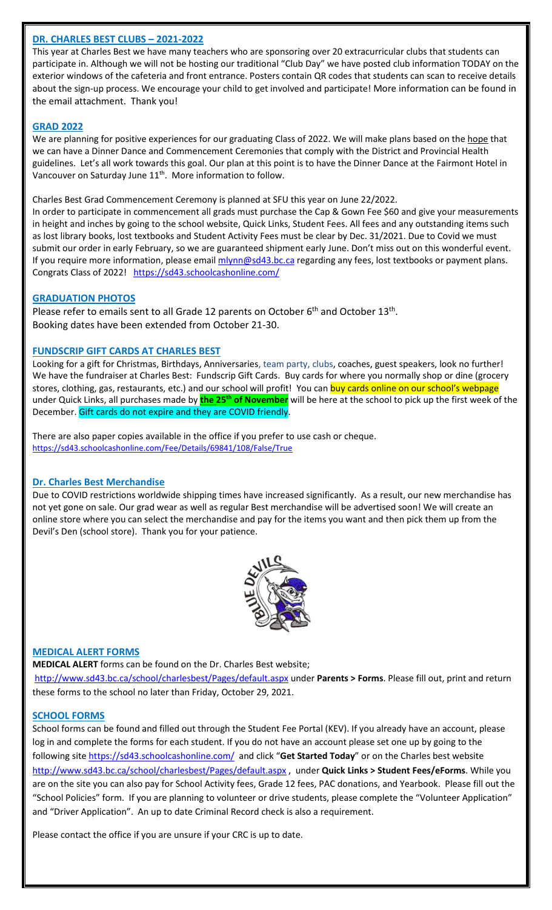## DR. CHARLES BEST CLUBS – 2021-2022

This year at Charles Best we have many teachers who are sponsoring over 20 extracurricular clubs that students can participate in. Although we will not be hosting our traditional "Club Day" we have posted club information TODAY on the exterior windows of the cafeteria and front entrance. Posters contain QR codes that students can scan to receive details about the sign-up process. We encourage your child to get involved and participate! More information can be found in the email attachment. Thank you!

## GRAD 2022

We are planning for positive experiences for our graduating Class of 2022. We will make plans based on the hope that we can have a Dinner Dance and Commencement Ceremonies that comply with the District and Provincial Health guidelines. Let's all work towards this goal. Our plan at this point is to have the Dinner Dance at the Fairmont Hotel in Vancouver on Saturday June 11th. More information to follow.

Charles Best Grad Commencement Ceremony is planned at SFU this year on June 22/2022.

In order to participate in commencement all grads must purchase the Cap & Gown Fee $60 and give your measurements in height and inches by going to the school website, Quick Links, Student Fees. All fees and any outstanding items such as lost library books, lost textbooks and Student Activity Fees must be clear by Dec. 31/2021. Due to Covid we must submit our order in early February, so we are guaranteed shipment early June. Don't miss out on this wonderful event. If you require more information, please email mlynn@sd43.bc.ca regarding any fees, lost textbooks or payment plans. Congrats Class of 2022! https://sd43.schoolcashonline.com/

## GRADUATION PHOTOS

Please refer to emails sent to all Grade 12 parents on October 6th and October 13th.
Booking dates have been extended from October 21-30.

## FUNDSCRIP GIFT CARDS AT CHARLES BEST

Looking for a gift for Christmas, Birthdays, Anniversaries, team party, clubs, coaches, guest speakers, look no further! We have the fundraiser at Charles Best: Fundscrip Gift Cards. Buy cards for where you normally shop or dine (grocery stores, clothing, gas, restaurants, etc.) and our school will profit! You can buy cards online on our school's webpage under Quick Links, all purchases made by **the 25th of November** will be here at the school to pick up the first week of the December. Gift cards do not expire and they are COVID friendly.

There are also paper copies available in the office if you prefer to use cash or cheque.
https://sd43.schoolcashonline.com/Fee/Details/69841/108/False/True

## Dr. Charles Best Merchandise

Due to COVID restrictions worldwide shipping times have increased significantly. As a result, our new merchandise has not yet gone on sale. Our grad wear as well as regular Best merchandise will be advertised soon! We will create an online store where you can select the merchandise and pay for the items you want and then pick them up from the Devil's Den (school store). Thank you for your patience.

## MEDICAL ALERT FORMS

**MEDICAL ALERT** forms can be found on the Dr. Charles Best website;
http://www.sd43.bc.ca/school/charlesbest/Pages/default.aspx under **Parents > Forms**. Please fill out, print and return these forms to the school no later than Friday, October 29, 2021.

## SCHOOL FORMS

School forms can be found and filled out through the Student Fee Portal (KEV). If you already have an account, please log in and complete the forms for each student. If you do not have an account please set one up by going to the following site https://sd43.schoolcashonline.com/ and click "**Get Started Today**" or on the Charles best website http://www.sd43.bc.ca/school/charlesbest/Pages/default.aspx , under **Quick Links > Student Fees/eForms**. While you are on the site you can also pay for School Activity fees, Grade 12 fees, PAC donations, and Yearbook. Please fill out the "School Policies" form. If you are planning to volunteer or drive students, please complete the "Volunteer Application" and "Driver Application". An up to date Criminal Record check is also a requirement.

Please contact the office if you are unsure if your CRC is up to date.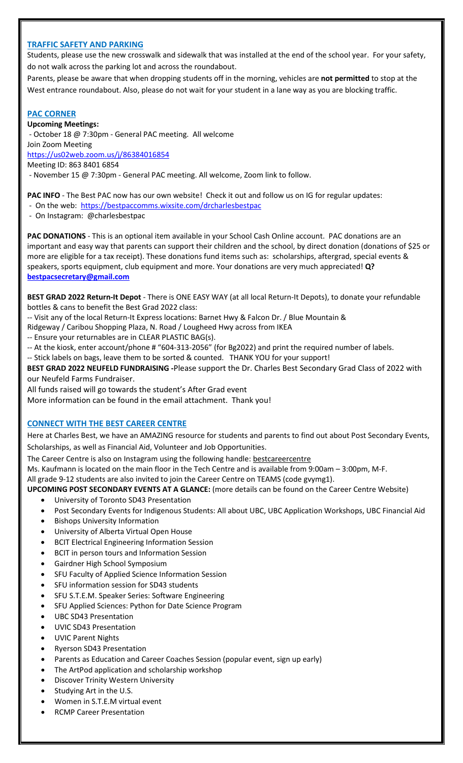## TRAFFIC SAFETY AND PARKING

Students, please use the new crosswalk and sidewalk that was installed at the end of the school year. For your safety, do not walk across the parking lot and across the roundabout.

Parents, please be aware that when dropping students off in the morning, vehicles are **not permitted** to stop at the West entrance roundabout. Also, please do not wait for your student in a lane way as you are blocking traffic.

## PAC CORNER

**Upcoming Meetings:**

- October 18 @ 7:30pm - General PAC meeting. All welcome
Join Zoom Meeting
https://us02web.zoom.us/j/86384016854
Meeting ID: 863 8401 6854
- November 15 @ 7:30pm - General PAC meeting. All welcome, Zoom link to follow.

**PAC INFO** - The Best PAC now has our own website! Check it out and follow us on IG for regular updates:

- On the web: https://bestpaccomms.wixsite.com/drcharlesbestpac
- On Instagram: @charlesbestpac

**PAC DONATIONS** - This is an optional item available in your School Cash Online account. PAC donations are an important and easy way that parents can support their children and the school, by direct donation (donations of $25 or more are eligible for a tax receipt). These donations fund items such as: scholarships, aftergrad, special events & speakers, sports equipment, club equipment and more. Your donations are very much appreciated! **Q? bestpacsecretary@gmail.com**

**BEST GRAD 2022 Return-It Depot** - There is ONE EASY WAY (at all local Return-It Depots), to donate your refundable bottles & cans to benefit the Best Grad 2022 class:

-- Visit any of the local Return-It Express locations: Barnet Hwy & Falcon Dr. / Blue Mountain & Ridgeway / Caribou Shopping Plaza, N. Road / Lougheed Hwy across from IKEA
-- Ensure your returnables are in CLEAR PLASTIC BAG(s).
-- At the kiosk, enter account/phone # "604-313-2056" (for Bg2022) and print the required number of labels.
-- Stick labels on bags, leave them to be sorted & counted. THANK YOU for your support!

**BEST GRAD 2022 NEUFELD FUNDRAISING -** Please support the Dr. Charles Best Secondary Grad Class of 2022 with our Neufeld Farms Fundraiser.
All funds raised will go towards the student's After Grad event
More information can be found in the email attachment. Thank you!

## CONNECT WITH THE BEST CAREER CENTRE

Here at Charles Best, we have an AMAZING resource for students and parents to find out about Post Secondary Events, Scholarships, as well as Financial Aid, Volunteer and Job Opportunities.

The Career Centre is also on Instagram using the following handle: bestcareercentre

Ms. Kaufmann is located on the main floor in the Tech Centre and is available from 9:00am – 3:00pm, M-F.

All grade 9-12 students are also invited to join the Career Centre on TEAMS (code gvymg1).

**UPCOMING POST SECONDARY EVENTS AT A GLANCE:** (more details can be found on the Career Centre Website)

- University of Toronto SD43 Presentation
- Post Secondary Events for Indigenous Students: All about UBC, UBC Application Workshops, UBC Financial Aid
- Bishops University Information
- University of Alberta Virtual Open House
- BCIT Electrical Engineering Information Session
- BCIT in person tours and Information Session
- Gairdner High School Symposium
- SFU Faculty of Applied Science Information Session
- SFU information session for SD43 students
- SFU S.T.E.M. Speaker Series: Software Engineering
- SFU Applied Sciences: Python for Date Science Program
- UBC SD43 Presentation
- UVIC SD43 Presentation
- UVIC Parent Nights
- Ryerson SD43 Presentation
- Parents as Education and Career Coaches Session (popular event, sign up early)
- The ArtPod application and scholarship workshop
- Discover Trinity Western University
- Studying Art in the U.S.
- Women in S.T.E.M virtual event
- RCMP Career Presentation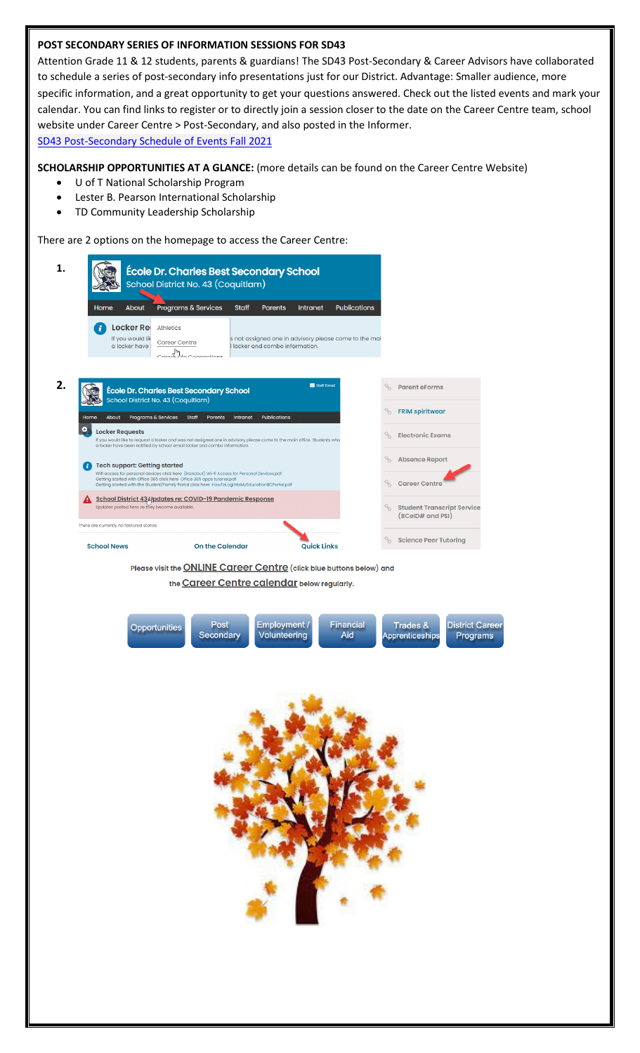**POST SECONDARY SERIES OF INFORMATION SESSIONS FOR SD43**

Attention Grade 11 & 12 students, parents & guardians! The SD43 Post-Secondary & Career Advisors have collaborated to schedule a series of post-secondary info presentations just for our District. Advantage: Smaller audience, more specific information, and a great opportunity to get your questions answered. Check out the listed events and mark your calendar. You can find links to register or to directly join a session closer to the date on the Career Centre team, school website under Career Centre > Post-Secondary, and also posted in the Informer.

SD43 Post-Secondary Schedule of Events Fall 2021

**SCHOLARSHIP OPPORTUNITIES AT A GLANCE:** (more details can be found on the Career Centre Website)

- U of T National Scholarship Program
- Lester B. Pearson International Scholarship
- TD Community Leadership Scholarship

There are 2 options on the homepage to access the Career Centre:

**1.**

**2.**

Please visit the **ONLINE Career Centre** (click blue buttons below) and the **Career Centre calendar** below regularly.

Opportunities | Post Secondary | Employment / Volunteering | Financial Aid | Trades & Apprenticeships | District Career Programs